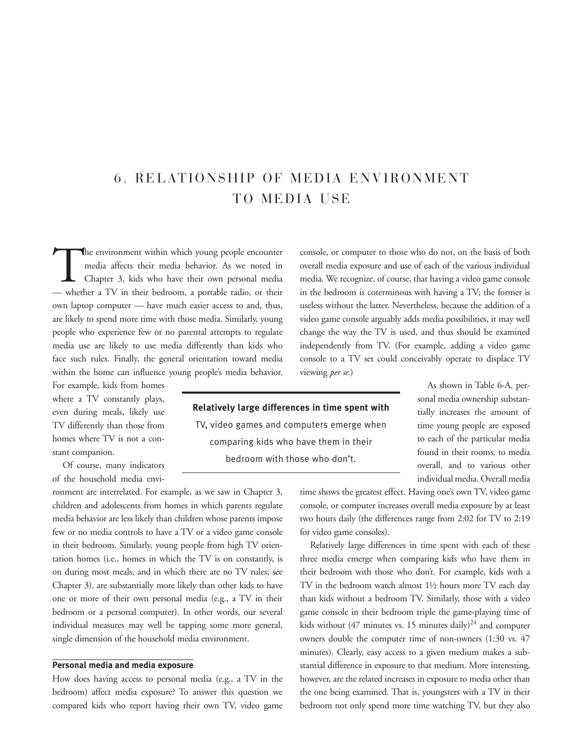# 6. RELATIONSHIP OF MEDIA ENVIRONMENT TO MEDIA USE

The environment within which young people encounter media affects their media behavior. As we noted in Chapter 3, kids who have their own personal media — whether a TV in their bedroom, a portable radio, or their own laptop computer — have much easier access to and, thus, are likely to spend more time with those media. Similarly, young people who experience few or no parental attempts to regulate media use are likely to use media differently than kids who face such rules. Finally, the general orientation toward media within the home can influence young people's media behavior. For example, kids from homes where a TV constantly plays, even during meals, likely use TV differently than those from homes where TV is not a constant companion.

Of course, many indicators of the household media environment are interrelated. For example, as we saw in Chapter 3, children and adolescents from homes in which parents regulate media behavior are less likely than children whose parents impose few or no media controls to have a TV or a video game console in their bedroom. Similarly, young people from high TV orientation homes (i.e., homes in which the TV is on constantly, is on during most meals, and in which there are no TV rules; see Chapter 3), are substantially more likely than other kids to have one or more of their own personal media (e.g., a TV in their bedroom or a personal computer). In other words, our several individual measures may well be tapping some more general, single dimension of the household media environment.

## Personal media and media exposure

How does having access to personal media (e.g., a TV in the bedroom) affect media exposure? To answer this question we compared kids who report having their own TV, video game console, or computer to those who do not, on the basis of both overall media exposure and use of each of the various individual media. We recognize, of course, that having a video game console in the bedroom is coterminous with having a TV; the former is useless without the latter. Nevertheless, because the addition of a video game console arguably adds media possibilities, it may well change the way the TV is used, and thus should be examined independently from TV. (For example, adding a video game console to a TV set could conceivably operate to displace TV viewing *per se.*)

> **Relatively large differences in time spent with TV, video games and computers emerge when comparing kids who have them in their bedroom with those who don't.**

As shown in Table 6-A, personal media ownership substantially increases the amount of time young people are exposed to each of the particular media found in their rooms, to media overall, and to various other individual media. Overall media time shows the greatest effect. Having one's own TV, video game console, or computer increases overall media exposure by at least two hours daily (the differences range from 2:02 for TV to 2:19 for video game consoles).

Relatively large differences in time spent with each of these three media emerge when comparing kids who have them in their bedroom with those who don't. For example, kids with a TV in the bedroom watch almost 1½ hours more TV each day than kids without a bedroom TV. Similarly, those with a video game console in their bedroom triple the game-playing time of kids without (47 minutes vs. 15 minutes daily)[24] and computer owners double the computer time of non-owners (1:30 vs. 47 minutes). Clearly, easy access to a given medium makes a substantial difference in exposure to that medium. More interesting, however, are the related increases in exposure to media other than the one being examined. That is, youngsters with a TV in their bedroom not only spend more time watching TV, but they also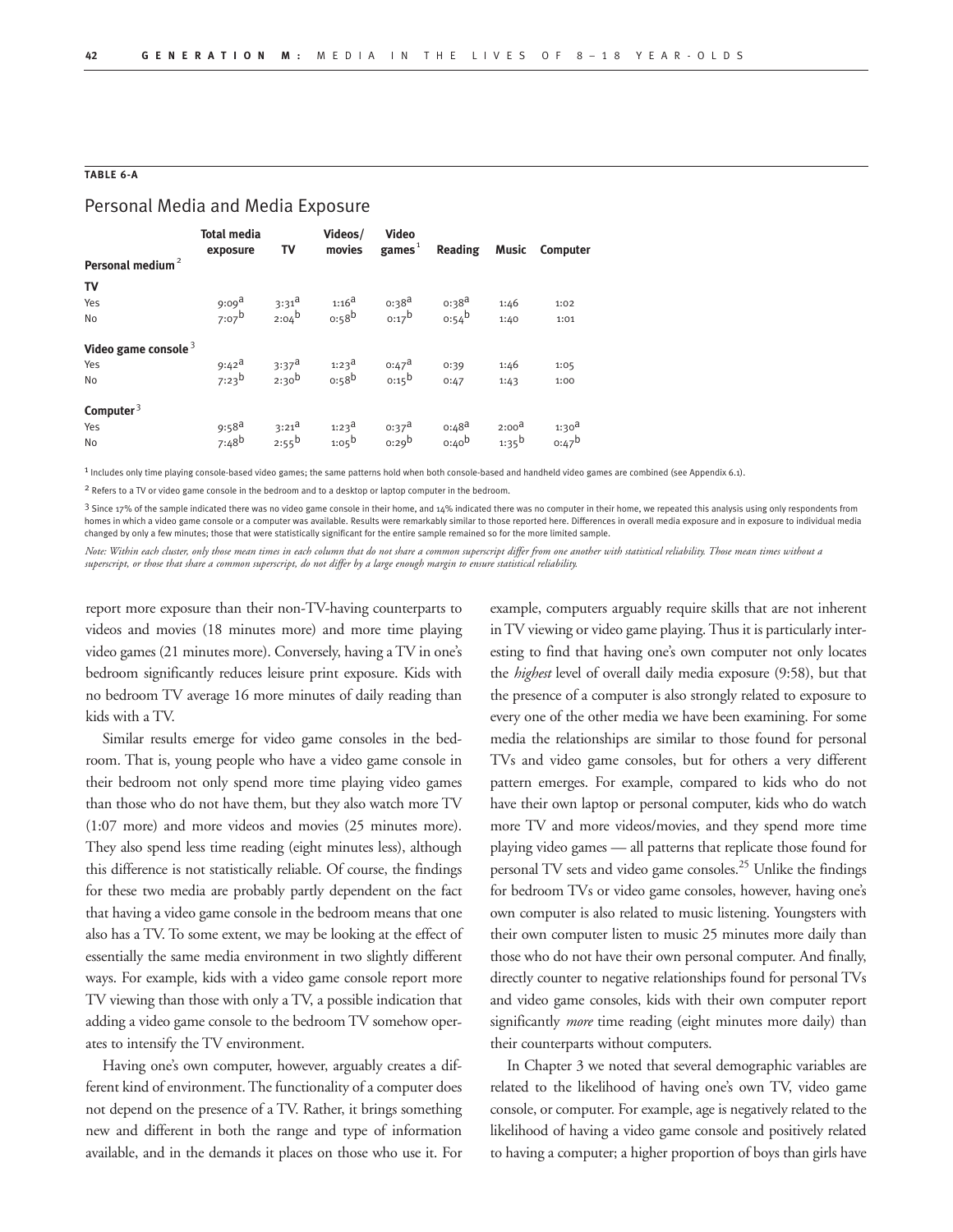**TABLE 6-A**

## Personal Media and Media Exposure

| Personal medium[2] | Total media exposure | TV | Videos/ movies | Video games[1] | Reading | Music | Computer |
|---|---|---|---|---|---|---|---|
| **TV** | | | | | | | |
| Yes | 9:09[a] | 3:31[a] | 1:16[a] | 0:38[a] | 0:38[a] | 1:46 | 1:02 |
| No | 7:07[b] | 2:04[b] | 0:58[b] | 0:17[b] | 0:54[b] | 1:40 | 1:01 |
| **Video game console**[3] | | | | | | | |
| Yes | 9:42[a] | 3:37[a] | 1:23[a] | 0:47[a] | 0:39 | 1:46 | 1:05 |
| No | 7:23[b] | 2:30[b] | 0:58[b] | 0:15[b] | 0:47 | 1:43 | 1:00 |
| **Computer**[3] | | | | | | | |
| Yes | 9:58[a] | 3:21[a] | 1:23[a] | 0:37[a] | 0:48[a] | 2:00[a] | 1:30[a] |
| No | 7:48[b] | 2:55[b] | 1:05[b] | 0:29[b] | 0:40[b] | 1:35[b] | 0:47[b] |

[1] Includes only time playing console-based video games; the same patterns hold when both console-based and handheld video games are combined (see Appendix 6.1).

[2] Refers to a TV or video game console in the bedroom and to a desktop or laptop computer in the bedroom.

[3] Since 17% of the sample indicated there was no video game console in their home, and 14% indicated there was no computer in their home, we repeated this analysis using only respondents from homes in which a video game console or a computer was available. Results were remarkably similar to those reported here. Differences in overall media exposure and in exposure to individual media changed by only a few minutes; those that were statistically significant for the entire sample remained so for the more limited sample.

*Note: Within each cluster, only those mean times in each column that do not share a common superscript differ from one another with statistical reliability. Those mean times without a superscript, or those that share a common superscript, do not differ by a large enough margin to ensure statistical reliability.*

report more exposure than their non-TV-having counterparts to videos and movies (18 minutes more) and more time playing video games (21 minutes more). Conversely, having a TV in one's bedroom significantly reduces leisure print exposure. Kids with no bedroom TV average 16 more minutes of daily reading than kids with a TV.

Similar results emerge for video game consoles in the bedroom. That is, young people who have a video game console in their bedroom not only spend more time playing video games than those who do not have them, but they also watch more TV (1:07 more) and more videos and movies (25 minutes more). They also spend less time reading (eight minutes less), although this difference is not statistically reliable. Of course, the findings for these two media are probably partly dependent on the fact that having a video game console in the bedroom means that one also has a TV. To some extent, we may be looking at the effect of essentially the same media environment in two slightly different ways. For example, kids with a video game console report more TV viewing than those with only a TV, a possible indication that adding a video game console to the bedroom TV somehow operates to intensify the TV environment.

Having one's own computer, however, arguably creates a different kind of environment. The functionality of a computer does not depend on the presence of a TV. Rather, it brings something new and different in both the range and type of information available, and in the demands it places on those who use it. For example, computers arguably require skills that are not inherent in TV viewing or video game playing. Thus it is particularly interesting to find that having one's own computer not only locates the *highest* level of overall daily media exposure (9:58), but that the presence of a computer is also strongly related to exposure to every one of the other media we have been examining. For some media the relationships are similar to those found for personal TVs and video game consoles, but for others a very different pattern emerges. For example, compared to kids who do not have their own laptop or personal computer, kids who do watch more TV and more videos/movies, and they spend more time playing video games — all patterns that replicate those found for personal TV sets and video game consoles.[25] Unlike the findings for bedroom TVs or video game consoles, however, having one's own computer is also related to music listening. Youngsters with their own computer listen to music 25 minutes more daily than those who do not have their own personal computer. And finally, directly counter to negative relationships found for personal TVs and video game consoles, kids with their own computer report significantly *more* time reading (eight minutes more daily) than their counterparts without computers.

In Chapter 3 we noted that several demographic variables are related to the likelihood of having one's own TV, video game console, or computer. For example, age is negatively related to the likelihood of having a video game console and positively related to having a computer; a higher proportion of boys than girls have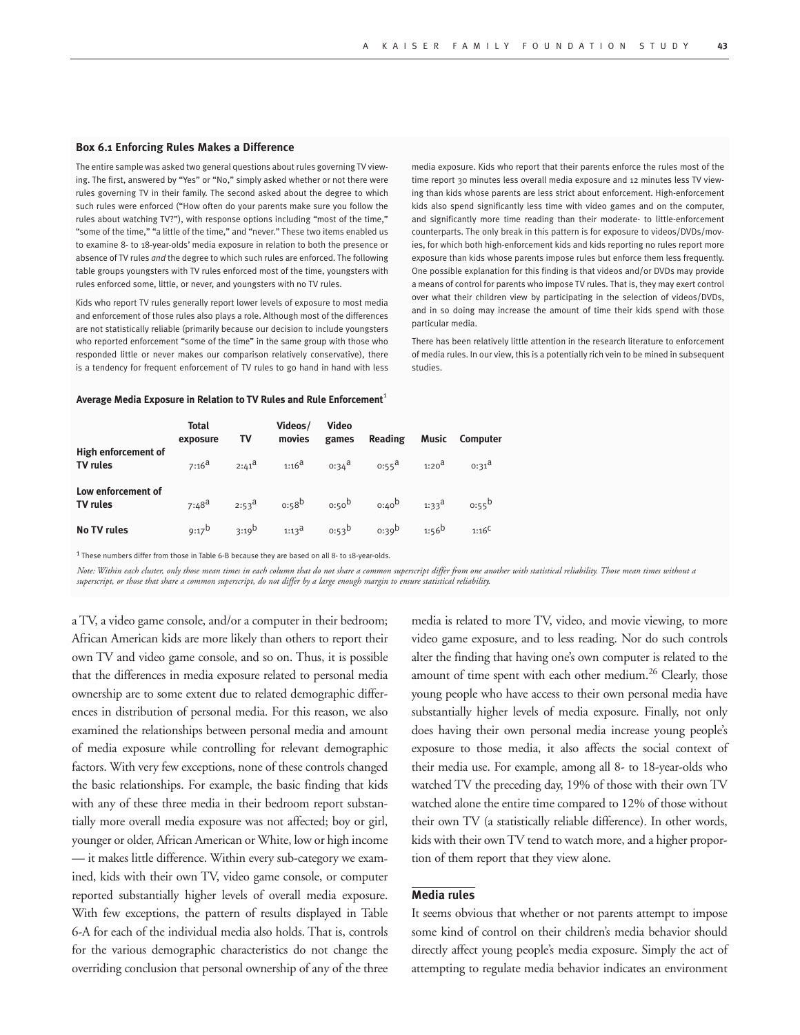### Box 6.1 Enforcing Rules Makes a Difference

The entire sample was asked two general questions about rules governing TV viewing. The first, answered by "Yes" or "No," simply asked whether or not there were rules governing TV in their family. The second asked about the degree to which such rules were enforced ("How often do your parents make sure you follow the rules about watching TV?"), with response options including "most of the time," "some of the time," "a little of the time," and "never." These two items enabled us to examine 8- to 18-year-olds' media exposure in relation to both the presence or absence of TV rules *and* the degree to which such rules are enforced. The following table groups youngsters with TV rules enforced most of the time, youngsters with rules enforced some, little, or never, and youngsters with no TV rules.

Kids who report TV rules generally report lower levels of exposure to most media and enforcement of those rules also plays a role. Although most of the differences are not statistically reliable (primarily because our decision to include youngsters who reported enforcement "some of the time" in the same group with those who responded little or never makes our comparison relatively conservative), there is a tendency for frequent enforcement of TV rules to go hand in hand with less media exposure. Kids who report that their parents enforce the rules most of the time report 30 minutes less overall media exposure and 12 minutes less TV viewing than kids whose parents are less strict about enforcement. High-enforcement kids also spend significantly less time with video games and on the computer, and significantly more time reading than their moderate- to little-enforcement counterparts. The only break in this pattern is for exposure to videos/DVDs/movies, for which both high-enforcement kids and kids reporting no rules report more exposure than kids whose parents impose rules but enforce them less frequently. One possible explanation for this finding is that videos and/or DVDs may provide a means of control for parents who impose TV rules. That is, they may exert control over what their children view by participating in the selection of videos/DVDs, and in so doing may increase the amount of time their kids spend with those particular media.

There has been relatively little attention in the research literature to enforcement of media rules. In our view, this is a potentially rich vein to be mined in subsequent studies.

**Average Media Exposure in Relation to TV Rules and Rule Enforcement**[1]

| | Total exposure | TV | Videos/ movies | Video games | Reading | Music | Computer |
|---|---|---|---|---|---|---|---|
| **High enforcement of TV rules** | 7:16[a] | 2:41[a] | 1:16[a] | 0:34[a] | 0:55[a] | 1:20[a] | 0:31[a] |
| **Low enforcement of TV rules** | 7:48[a] | 2:53[a] | 0:58[b] | 0:50[b] | 0:40[b] | 1:33[a] | 0:55[b] |
| **No TV rules** | 9:17[b] | 3:19[b] | 1:13[a] | 0:53[b] | 0:39[b] | 1:56[b] | 1:16[c] |

[1] These numbers differ from those in Table 6-B because they are based on all 8- to 18-year-olds.

*Note: Within each cluster, only those mean times in each column that do not share a common superscript differ from one another with statistical reliability. Those mean times without a superscript, or those that share a common superscript, do not differ by a large enough margin to ensure statistical reliability.*

a TV, a video game console, and/or a computer in their bedroom; African American kids are more likely than others to report their own TV and video game console, and so on. Thus, it is possible that the differences in media exposure related to personal media ownership are to some extent due to related demographic differences in distribution of personal media. For this reason, we also examined the relationships between personal media and amount of media exposure while controlling for relevant demographic factors. With very few exceptions, none of these controls changed the basic relationships. For example, the basic finding that kids with any of these three media in their bedroom report substantially more overall media exposure was not affected; boy or girl, younger or older, African American or White, low or high income — it makes little difference. Within every sub-category we examined, kids with their own TV, video game console, or computer reported substantially higher levels of overall media exposure. With few exceptions, the pattern of results displayed in Table 6-A for each of the individual media also holds. That is, controls for the various demographic characteristics do not change the overriding conclusion that personal ownership of any of the three media is related to more TV, video, and movie viewing, to more video game exposure, and to less reading. Nor do such controls alter the finding that having one's own computer is related to the amount of time spent with each other medium.[26] Clearly, those young people who have access to their own personal media have substantially higher levels of media exposure. Finally, not only does having their own personal media increase young people's exposure to those media, it also affects the social context of their media use. For example, among all 8- to 18-year-olds who watched TV the preceding day, 19% of those with their own TV watched alone the entire time compared to 12% of those without their own TV (a statistically reliable difference). In other words, kids with their own TV tend to watch more, and a higher proportion of them report that they view alone.

### Media rules

It seems obvious that whether or not parents attempt to impose some kind of control on their children's media behavior should directly affect young people's media exposure. Simply the act of attempting to regulate media behavior indicates an environment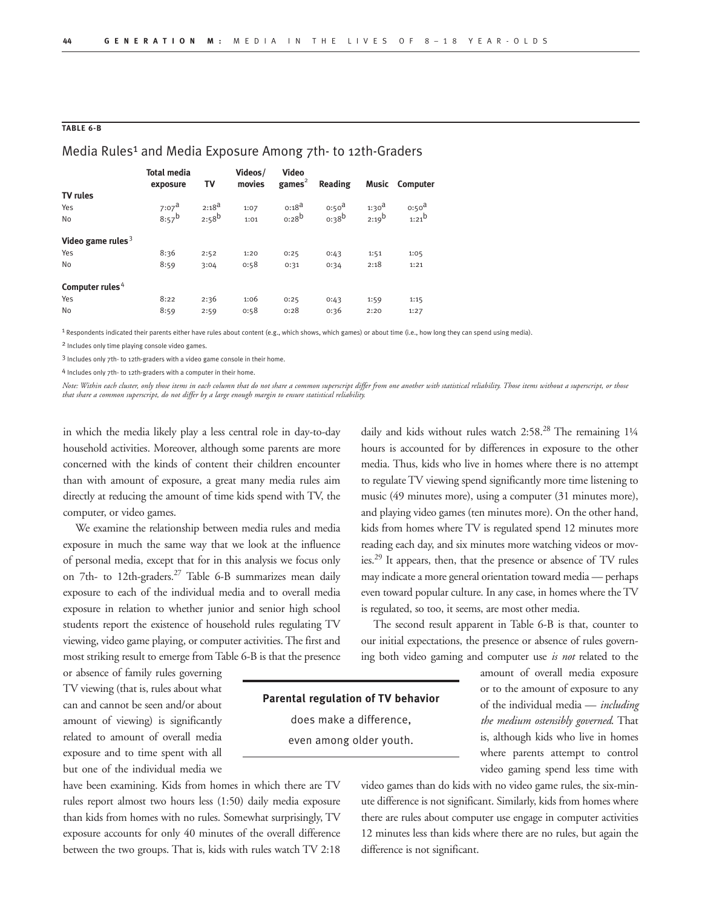**TABLE 6-B**

## Media Rules[1] and Media Exposure Among 7th- to 12th-Graders

| | Total media exposure | TV | Videos/ movies | Video games[2] | Reading | Music | Computer |
|---|---|---|---|---|---|---|---|
| **TV rules** | | | | | | | |
| Yes | 7:07[a] | 2:18[a] | 1:07 | 0:18[a] | 0:50[a] | 1:30[a] | 0:50[a] |
| No | 8:57[b] | 2:58[b] | 1:01 | 0:28[b] | 0:38[b] | 2:19[b] | 1:21[b] |
| **Video game rules**[3] | | | | | | | |
| Yes | 8:36 | 2:52 | 1:20 | 0:25 | 0:43 | 1:51 | 1:05 |
| No | 8:59 | 3:04 | 0:58 | 0:31 | 0:34 | 2:18 | 1:21 |
| **Computer rules**[4] | | | | | | | |
| Yes | 8:22 | 2:36 | 1:06 | 0:25 | 0:43 | 1:59 | 1:15 |
| No | 8:59 | 2:59 | 0:58 | 0:28 | 0:36 | 2:20 | 1:27 |

[1] Respondents indicated their parents either have rules about content (e.g., which shows, which games) or about time (i.e., how long they can spend using media).

[2] Includes only time playing console video games.

[3] Includes only 7th- to 12th-graders with a video game console in their home.

[4] Includes only 7th- to 12th-graders with a computer in their home.

*Note: Within each cluster, only those items in each column that do not share a common superscript differ from one another with statistical reliability. Those items without a superscript, or those that share a common superscript, do not differ by a large enough margin to ensure statistical reliability.*

in which the media likely play a less central role in day-to-day household activities. Moreover, although some parents are more concerned with the kinds of content their children encounter than with amount of exposure, a great many media rules aim directly at reducing the amount of time kids spend with TV, the computer, or video games.

We examine the relationship between media rules and media exposure in much the same way that we look at the influence of personal media, except that for in this analysis we focus only on 7th- to 12th-graders.[27] Table 6-B summarizes mean daily exposure to each of the individual media and to overall media exposure in relation to whether junior and senior high school students report the existence of household rules regulating TV viewing, video game playing, or computer activities. The first and most striking result to emerge from Table 6-B is that the presence or absence of family rules governing TV viewing (that is, rules about what can and cannot be seen and/or about amount of viewing) is significantly related to amount of overall media exposure and to time spent with all but one of the individual media we have been examining. Kids from homes in which there are TV rules report almost two hours less (1:50) daily media exposure than kids from homes with no rules. Somewhat surprisingly, TV exposure accounts for only 40 minutes of the overall difference between the two groups. That is, kids with rules watch TV 2:18 daily and kids without rules watch 2:58.[28] The remaining 1¼ hours is accounted for by differences in exposure to the other media. Thus, kids who live in homes where there is no attempt to regulate TV viewing spend significantly more time listening to music (49 minutes more), using a computer (31 minutes more), and playing video games (ten minutes more). On the other hand, kids from homes where TV is regulated spend 12 minutes more reading each day, and six minutes more watching videos or movies.[29] It appears, then, that the presence or absence of TV rules may indicate a more general orientation toward media — perhaps even toward popular culture. In any case, in homes where the TV is regulated, so too, it seems, are most other media.

> **Parental regulation of TV behavior** does make a difference, even among older youth.

The second result apparent in Table 6-B is that, counter to our initial expectations, the presence or absence of rules governing both video gaming and computer use *is not* related to the amount of overall media exposure or to the amount of exposure to any of the individual media — *including the medium ostensibly governed*. That is, although kids who live in homes where parents attempt to control video gaming spend less time with video games than do kids with no video game rules, the six-minute difference is not significant. Similarly, kids from homes where there are rules about computer use engage in computer activities 12 minutes less than kids where there are no rules, but again the difference is not significant.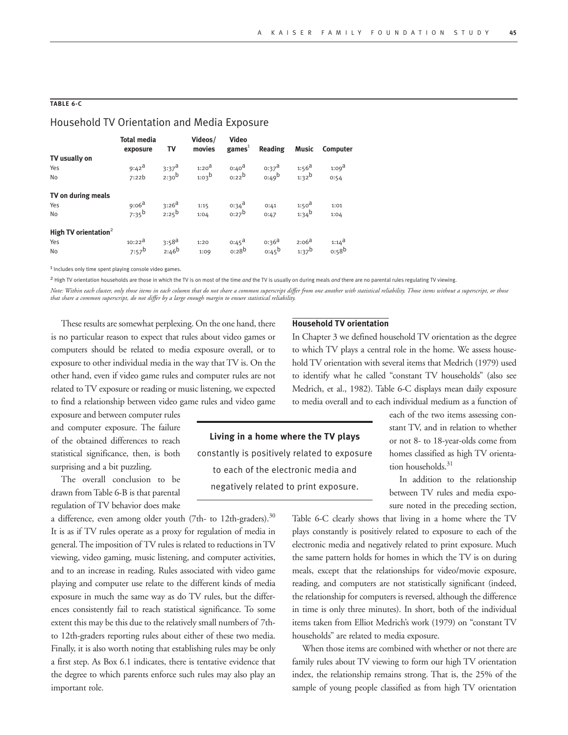**TABLE 6-C**

## Household TV Orientation and Media Exposure

| | Total media exposure | TV | Videos/ movies | Video games[1] | Reading | Music | Computer |
|---|---|---|---|---|---|---|---|
| **TV usually on** | | | | | | | |
| Yes | 9:42[a] | 3:37[a] | 1:20[a] | 0:40[a] | 0:37[a] | 1:56[a] | 1:09[a] |
| No | 7:22b | 2:30[b] | 1:03[b] | 0:22[b] | 0:49[b] | 1:32[b] | 0:54 |
| **TV on during meals** | | | | | | | |
| Yes | 9:06[a] | 3:26[a] | 1:15 | 0:34[a] | 0:41 | 1:50[a] | 1:01 |
| No | 7:35[b] | 2:25[b] | 1:04 | 0:27[b] | 0:47 | 1:34[b] | 1:04 |
| **High TV orientation**[2] | | | | | | | |
| Yes | 10:22[a] | 3:58[a] | 1:20 | 0:45[a] | 0:36[a] | 2:06[a] | 1:14[a] |
| No | 7:57[b] | 2:46[b] | 1:09 | 0:28[b] | 0:45[b] | 1:37[b] | 0:58[b] |

[1] Includes only time spent playing console video games.

[2] High TV orientation households are those in which the TV is on most of the time *and* the TV is usually on during meals *and* there are no parental rules regulating TV viewing.

*Note: Within each cluster, only those items in each column that do not share a common superscript differ from one another with statistical reliability. Those items without a superscript, or those that share a common superscript, do not differ by a large enough margin to ensure statistical reliability.*

These results are somewhat perplexing. On the one hand, there is no particular reason to expect that rules about video games or computers should be related to media exposure overall, or to exposure to other individual media in the way that TV is. On the other hand, even if video game rules and computer rules are not related to TV exposure or reading or music listening, we expected to find a relationship between video game rules and video game exposure and between computer rules and computer exposure. The failure of the obtained differences to reach statistical significance, then, is both surprising and a bit puzzling.

The overall conclusion to be drawn from Table 6-B is that parental regulation of TV behavior does make a difference, even among older youth (7th- to 12th-graders).[30] It is as if TV rules operate as a proxy for regulation of media in general. The imposition of TV rules is related to reductions in TV viewing, video gaming, music listening, and computer activities, and to an increase in reading. Rules associated with video game playing and computer use relate to the different kinds of media exposure in much the same way as do TV rules, but the differences consistently fail to reach statistical significance. To some extent this may be this due to the relatively small numbers of 7th- to 12th-graders reporting rules about either of these two media. Finally, it is also worth noting that establishing rules may be only a first step. As Box 6.1 indicates, there is tentative evidence that the degree to which parents enforce such rules may also play an important role.

### Household TV orientation

In Chapter 3 we defined household TV orientation as the degree to which TV plays a central role in the home. We assess household TV orientation with several items that Medrich (1979) used to identify what he called "constant TV households" (also see Medrich, et al., 1982). Table 6-C displays mean daily exposure to media overall and to each individual medium as a function of each of the two items assessing constant TV, and in relation to whether or not 8- to 18-year-olds come from homes classified as high TV orientation households.[31]

> **Living in a home where the TV plays** constantly is positively related to exposure to each of the electronic media and negatively related to print exposure.

In addition to the relationship between TV rules and media exposure noted in the preceding section, Table 6-C clearly shows that living in a home where the TV plays constantly is positively related to exposure to each of the electronic media and negatively related to print exposure. Much the same pattern holds for homes in which the TV is on during meals, except that the relationships for video/movie exposure, reading, and computers are not statistically significant (indeed, the relationship for computers is reversed, although the difference in time is only three minutes). In short, both of the individual items taken from Elliot Medrich's work (1979) on "constant TV households" are related to media exposure.

When those items are combined with whether or not there are family rules about TV viewing to form our high TV orientation index, the relationship remains strong. That is, the 25% of the sample of young people classified as from high TV orientation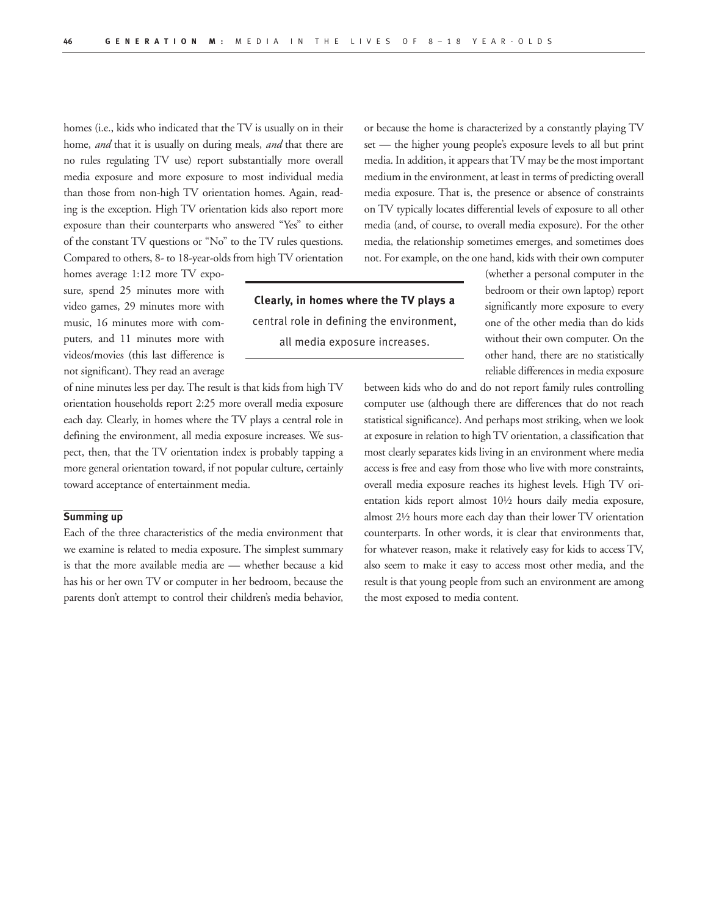homes (i.e., kids who indicated that the TV is usually on in their home, *and* that it is usually on during meals, *and* that there are no rules regulating TV use) report substantially more overall media exposure and more exposure to most individual media than those from non-high TV orientation homes. Again, reading is the exception. High TV orientation kids also report more exposure than their counterparts who answered "Yes" to either of the constant TV questions or "No" to the TV rules questions. Compared to others, 8- to 18-year-olds from high TV orientation homes average 1:12 more TV exposure, spend 25 minutes more with video games, 29 minutes more with music, 16 minutes more with computers, and 11 minutes more with videos/movies (this last difference is not significant). They read an average of nine minutes less per day. The result is that kids from high TV orientation households report 2:25 more overall media exposure each day. Clearly, in homes where the TV plays a central role in defining the environment, all media exposure increases. We suspect, then, that the TV orientation index is probably tapping a more general orientation toward, if not popular culture, certainly toward acceptance of entertainment media.

**Clearly, in homes where the TV plays a** central role in defining the environment, all media exposure increases.

### Summing up

Each of the three characteristics of the media environment that we examine is related to media exposure. The simplest summary is that the more available media are — whether because a kid has his or her own TV or computer in her bedroom, because the parents don't attempt to control their children's media behavior, or because the home is characterized by a constantly playing TV set — the higher young people's exposure levels to all but print media. In addition, it appears that TV may be the most important medium in the environment, at least in terms of predicting overall media exposure. That is, the presence or absence of constraints on TV typically locates differential levels of exposure to all other media (and, of course, to overall media exposure). For the other media, the relationship sometimes emerges, and sometimes does not. For example, on the one hand, kids with their own computer (whether a personal computer in the bedroom or their own laptop) report significantly more exposure to every one of the other media than do kids without their own computer. On the other hand, there are no statistically reliable differences in media exposure between kids who do and do not report family rules controlling computer use (although there are differences that do not reach statistical significance). And perhaps most striking, when we look at exposure in relation to high TV orientation, a classification that most clearly separates kids living in an environment where media access is free and easy from those who live with more constraints, overall media exposure reaches its highest levels. High TV orientation kids report almost 10½ hours daily media exposure, almost 2½ hours more each day than their lower TV orientation counterparts. In other words, it is clear that environments that, for whatever reason, make it relatively easy for kids to access TV, also seem to make it easy to access most other media, and the result is that young people from such an environment are among the most exposed to media content.